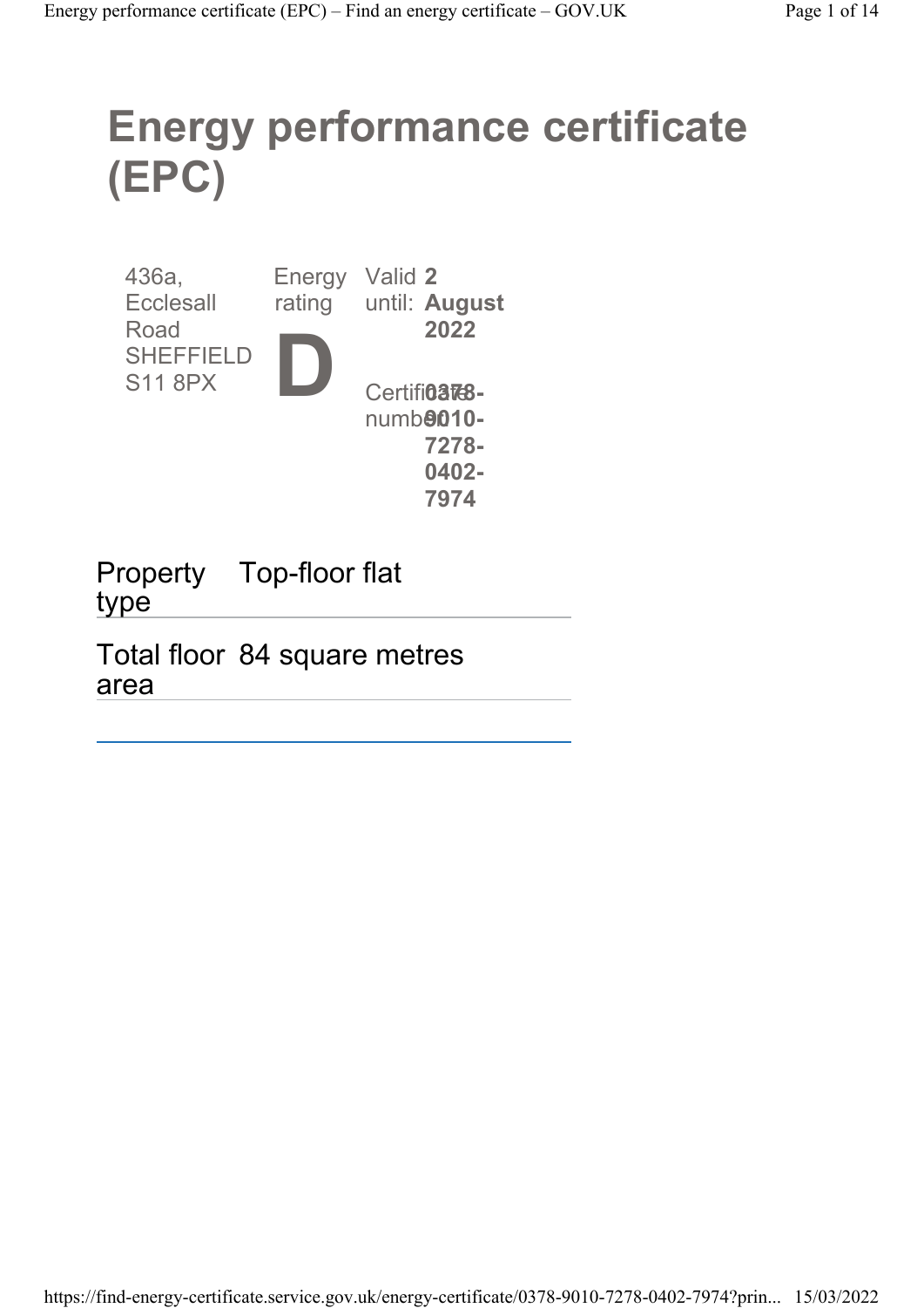# Energy performance certificate (EPC)

| | | |
|---|---|---|
| 436a, Ecclesall Road SHEFFIELD S11 8PX | Energy rating **D** | Valid until: **2 August 2022** |
| | | Certificate number: **0378-9010-7278-0402-7974** |

| | |
|---|---|
| Property type | Top-floor flat |
| Total floor area | 84 square metres |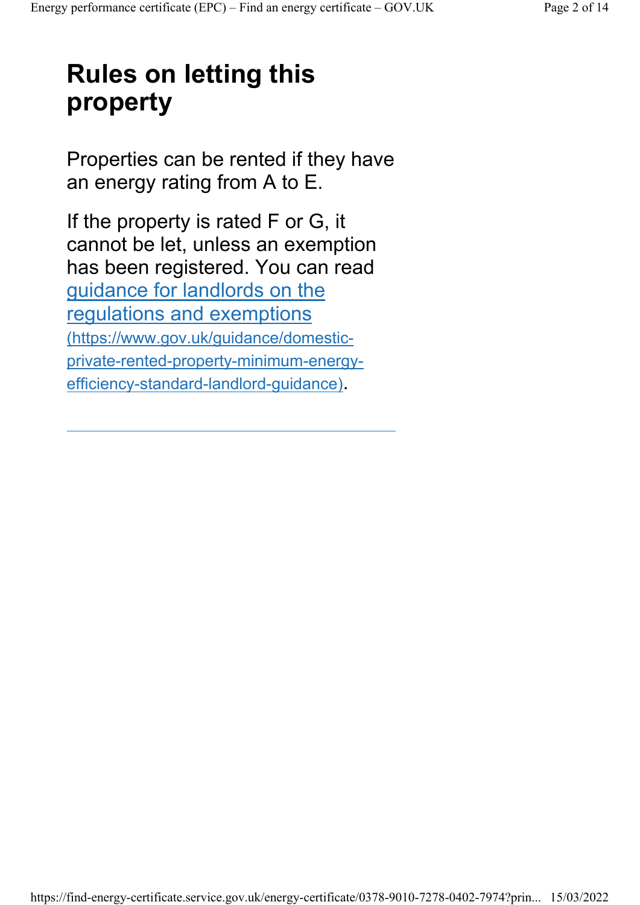# Rules on letting this property

Properties can be rented if they have an energy rating from A to E.

If the property is rated F or G, it cannot be let, unless an exemption has been registered. You can read guidance for landlords on the regulations and exemptions (https://www.gov.uk/guidance/domestic-private-rented-property-minimum-energy-efficiency-standard-landlord-guidance).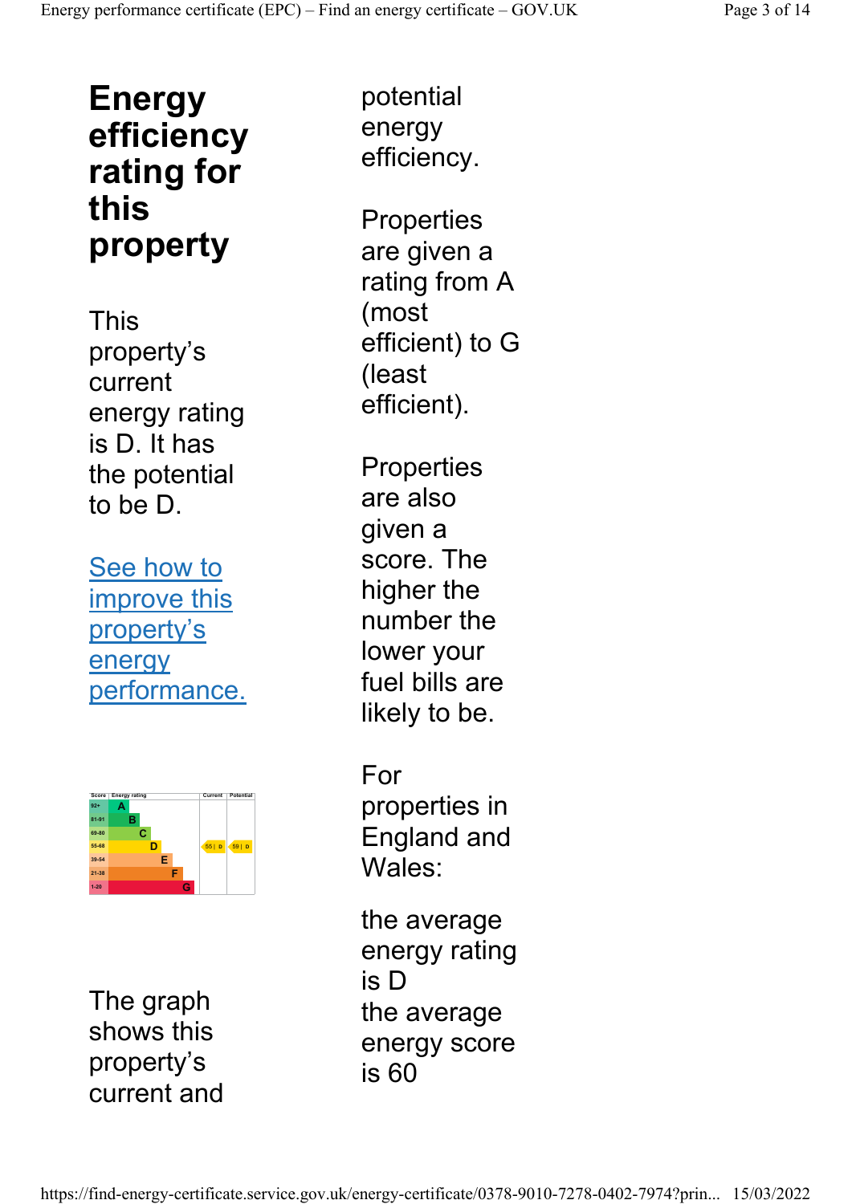# Energy efficiency rating for this property

This property's current energy rating is D. It has the potential to be D.

[See how to improve this property's energy performance.]

| Score | Energy rating | Current | Potential |
|---|---|---|---|
| 92+ | A | | |
| 81-91 | B | | |
| 69-80 | C | | |
| 55-68 | D | 55 \| D | 59 \| D |
| 39-54 | E | | |
| 21-38 | F | | |
| 1-20 | G | | |

The graph shows this property's current and potential energy efficiency.

Properties are given a rating from A (most efficient) to G (least efficient).

Properties are also given a score. The higher the number the lower your fuel bills are likely to be.

For properties in England and Wales:

the average energy rating is D
the average energy score is 60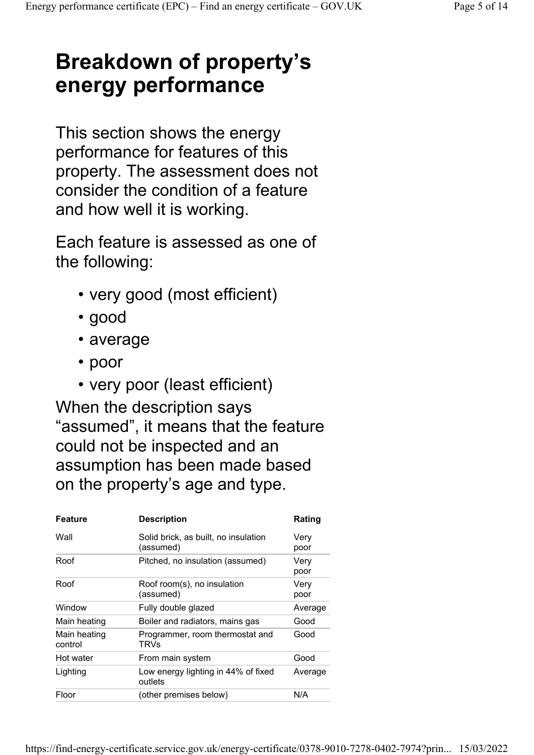# Breakdown of property's energy performance

This section shows the energy performance for features of this property. The assessment does not consider the condition of a feature and how well it is working.

Each feature is assessed as one of the following:

- very good (most efficient)
- good
- average
- poor
- very poor (least efficient)

When the description says "assumed", it means that the feature could not be inspected and an assumption has been made based on the property's age and type.

| Feature | Description | Rating |
|---|---|---|
| Wall | Solid brick, as built, no insulation (assumed) | Very poor |
| Roof | Pitched, no insulation (assumed) | Very poor |
| Roof | Roof room(s), no insulation (assumed) | Very poor |
| Window | Fully double glazed | Average |
| Main heating | Boiler and radiators, mains gas | Good |
| Main heating control | Programmer, room thermostat and TRVs | Good |
| Hot water | From main system | Good |
| Lighting | Low energy lighting in 44% of fixed outlets | Average |
| Floor | (other premises below) | N/A |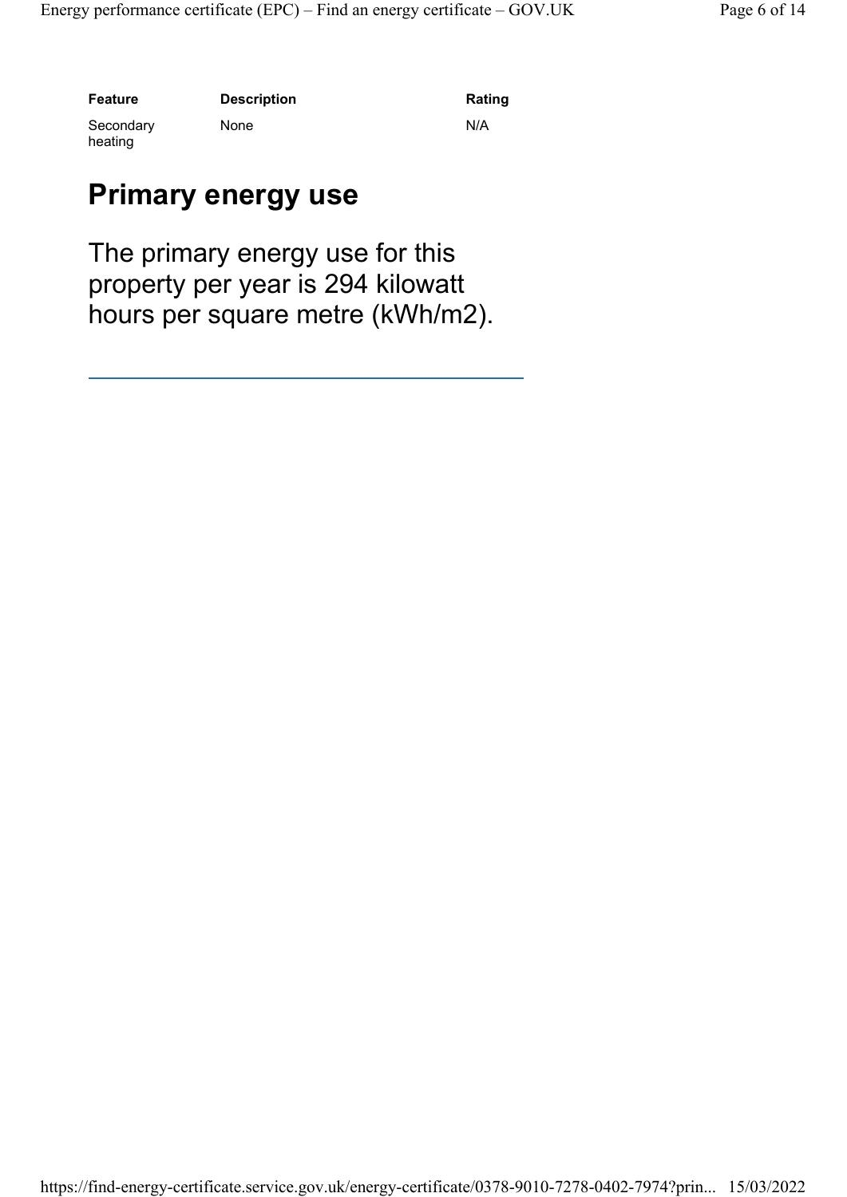| Feature | Description | Rating |
| --- | --- | --- |
| Secondary heating | None | N/A |

## Primary energy use

The primary energy use for this property per year is 294 kilowatt hours per square metre (kWh/m2).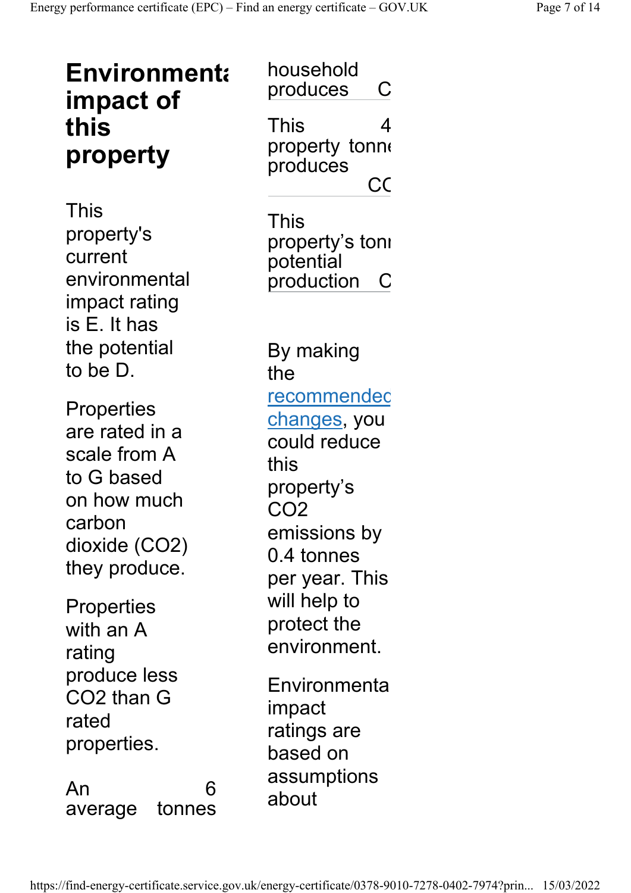# Environmental impact of this property

This property's current environmental impact rating is E. It has the potential to be D.

Properties are rated in a scale from A to G based on how much carbon dioxide ($CO_2$) they produce.

Properties with an A rating produce less $CO_2$ than G rated properties.

| | |
|---|---|
| An average household produces | 6 tonnes C |
| This property produces | 4 tonne CC |
| This property's potential production | toni C |

By making the [recommended changes](#), you could reduce this property's $CO_2$ emissions by 0.4 tonnes per year. This will help to protect the environment.

Environmental impact ratings are based on assumptions about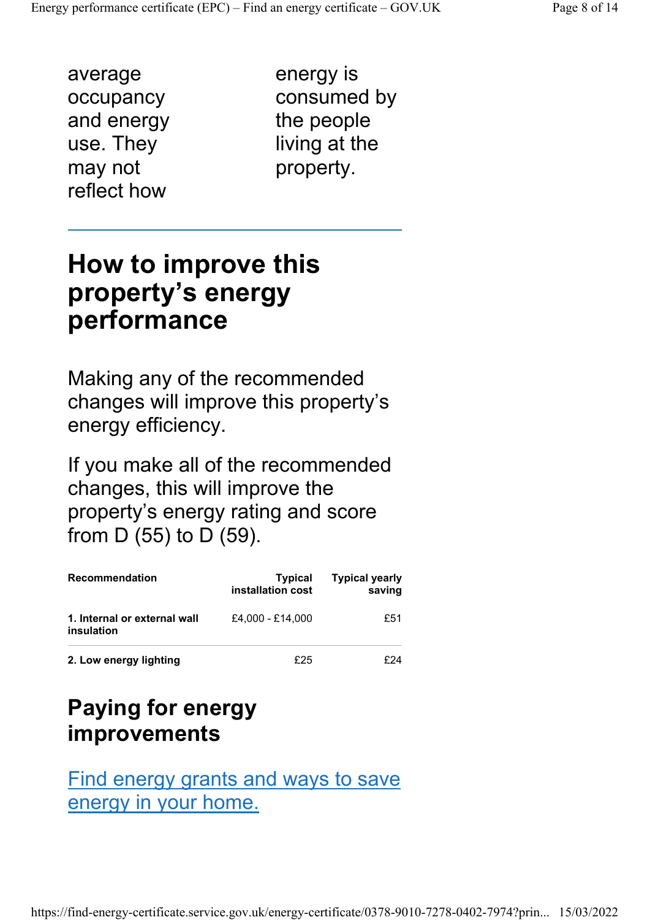average occupancy and energy use. They may not reflect how energy is consumed by the people living at the property.

## How to improve this property's energy performance

Making any of the recommended changes will improve this property's energy efficiency.

If you make all of the recommended changes, this will improve the property's energy rating and score from D (55) to D (59).

| Recommendation | Typical installation cost | Typical yearly saving |
|---|---|---|
| **1. Internal or external wall insulation** | £4,000 - £14,000 | £51 |
| **2. Low energy lighting** | £25 | £24 |

## Paying for energy improvements

[Find energy grants and ways to save energy in your home.]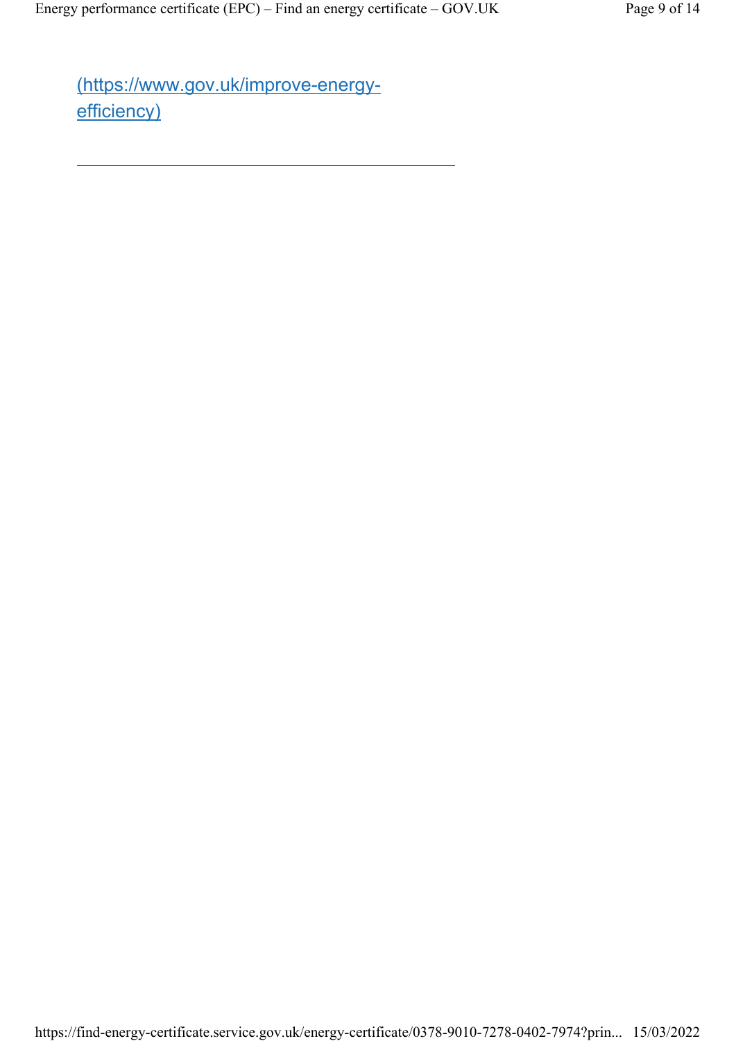[(https://www.gov.uk/improve-energy-efficiency)](https://www.gov.uk/improve-energy-efficiency)

---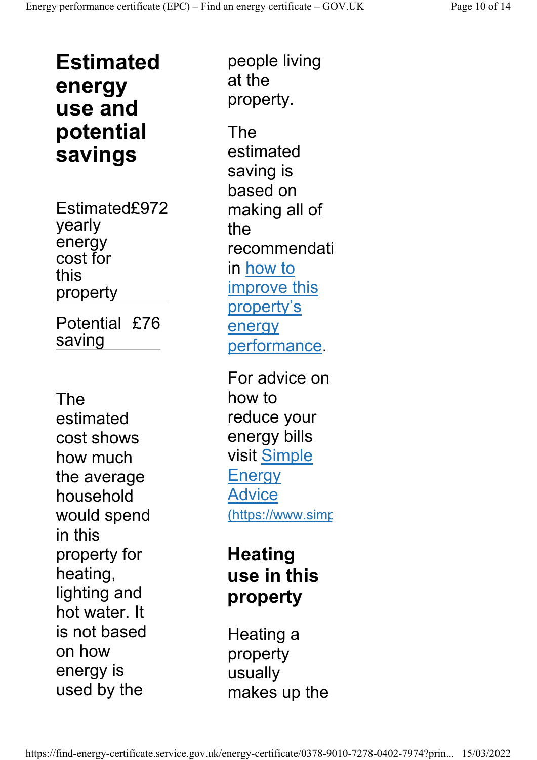## Estimated energy use and potential savings

| | |
|---|---|
| Estimated yearly energy cost for this property | £972 |
| Potential saving | £76 |

The estimated cost shows how much the average household would spend in this property for heating, lighting and hot water. It is not based on how energy is used by the people living at the property.

The estimated saving is based on making all of the recommendati in how to improve this property's energy performance.

For advice on how to reduce your energy bills visit Simple Energy Advice (https://www.simp

## Heating use in this property

Heating a property usually makes up the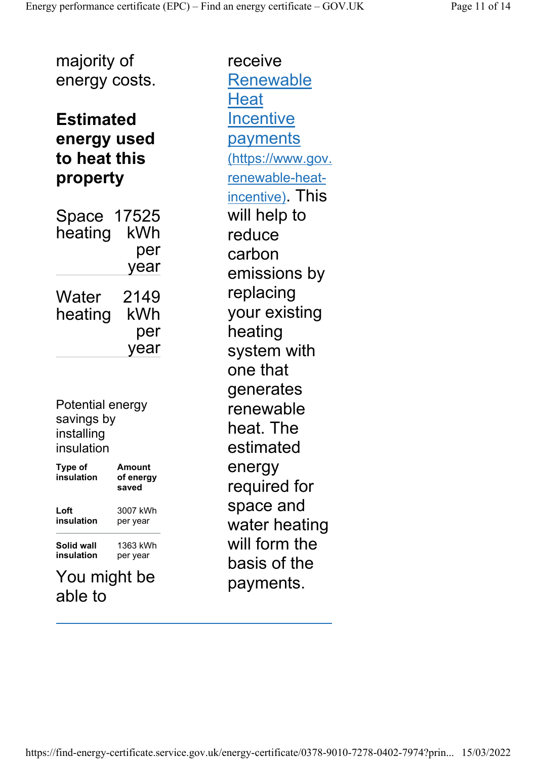majority of energy costs.

### Estimated energy used to heat this property

| | |
|---|---|
| Space heating | 17525 kWh per year |
| Water heating | 2149 kWh per year |

Potential energy savings by installing insulation

| Type of insulation | Amount of energy saved |
|---|---|
| **Loft insulation** | 3007 kWh per year |
| **Solid wall insulation** | 1363 kWh per year |

You might be able to receive [Renewable Heat Incentive payments](https://www.gov.uk/domestic-renewable-heat-incentive) (https://www.gov.uk/domestic-renewable-heat-incentive). This will help to reduce carbon emissions by replacing your existing heating system with one that generates renewable heat. The estimated energy required for space and water heating will form the basis of the payments.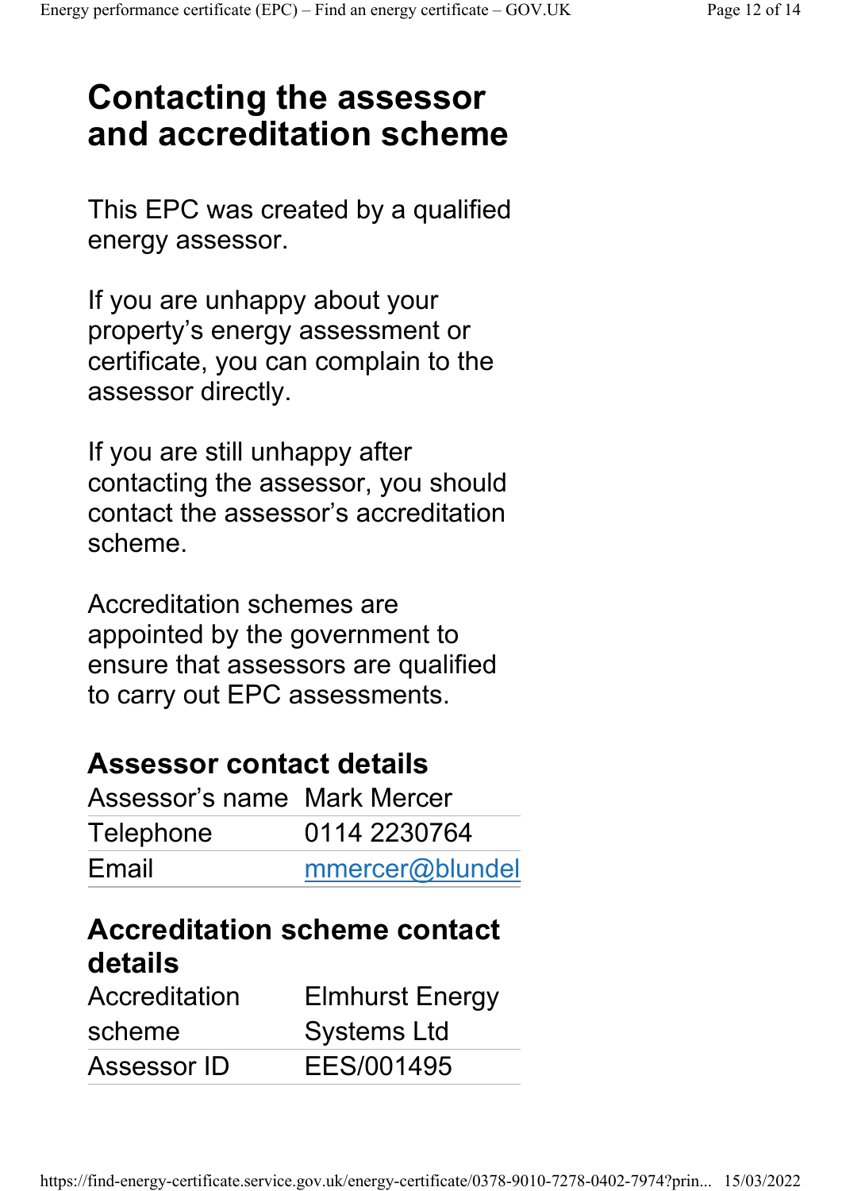# Contacting the assessor and accreditation scheme

This EPC was created by a qualified energy assessor.

If you are unhappy about your property's energy assessment or certificate, you can complain to the assessor directly.

If you are still unhappy after contacting the assessor, you should contact the assessor's accreditation scheme.

Accreditation schemes are appointed by the government to ensure that assessors are qualified to carry out EPC assessments.

## Assessor contact details

| | |
|---|---|
| Assessor's name | Mark Mercer |
| Telephone | 0114 2230764 |
| Email | mmercer@blundel |

## Accreditation scheme contact details

| | |
|---|---|
| Accreditation scheme | Elmhurst Energy Systems Ltd |
| Assessor ID | EES/001495 |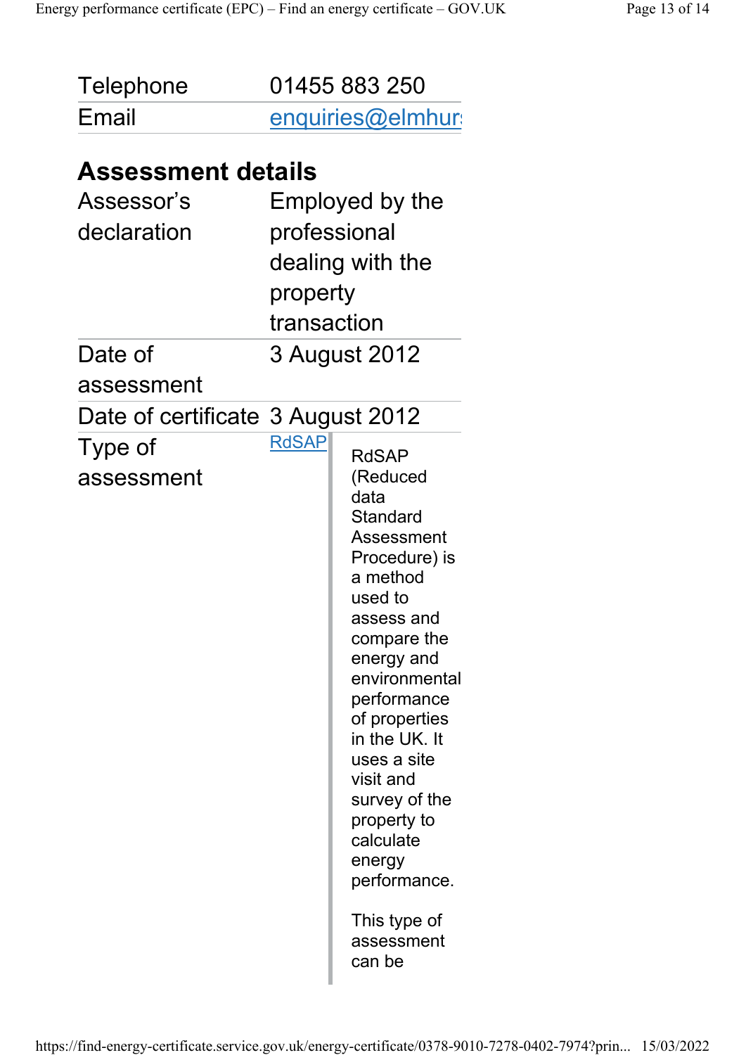| | |
|---|---|
| Telephone | 01455 883 250 |
| Email | enquiries@elmhur |

## Assessment details

| | |
|---|---|
| Assessor's declaration | Employed by the professional dealing with the property transaction |
| Date of assessment | 3 August 2012 |
| Date of certificate | 3 August 2012 |
| Type of assessment | RdSAP |

RdSAP (Reduced data Standard Assessment Procedure) is a method used to assess and compare the energy and environmental performance of properties in the UK. It uses a site visit and survey of the property to calculate energy performance.

This type of assessment can be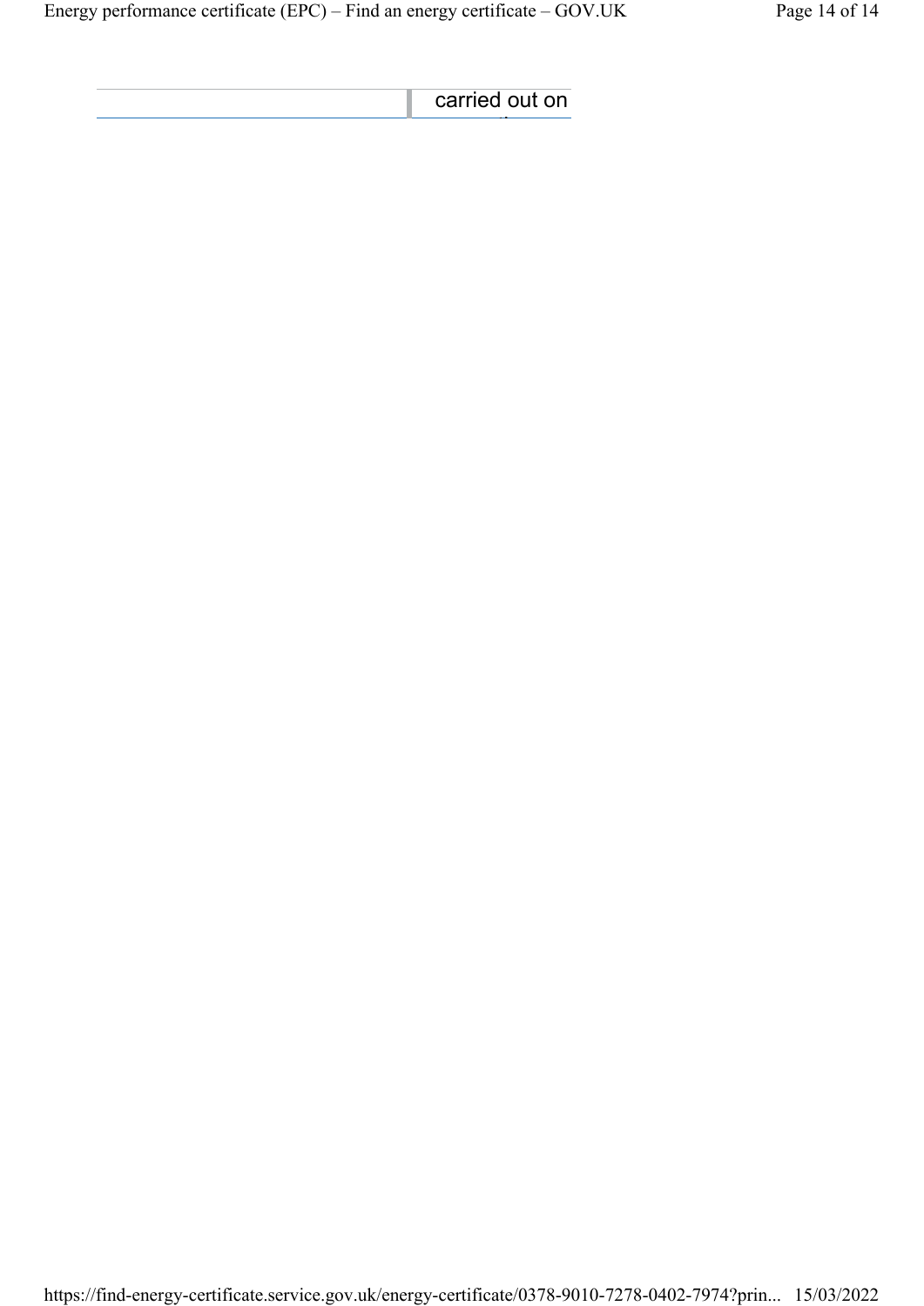| | |
|---|---|
| | carried out on |